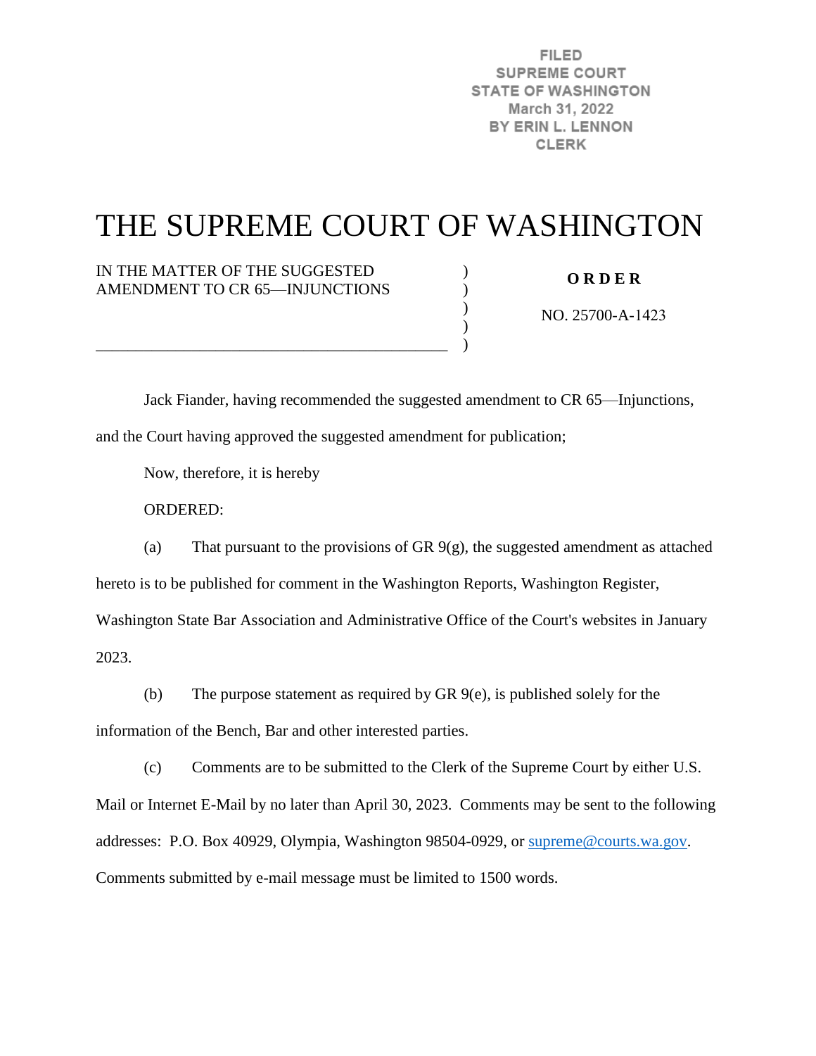FILED
SUPREME COURT
STATE OF WASHINGTON
March 31, 2022
BY ERIN L. LENNON
CLERK

# THE SUPREME COURT OF WASHINGTON

IN THE MATTER OF THE SUGGESTED AMENDMENT TO CR 65—INJUNCTIONS

**O R D E R**

NO. 25700-A-1423

Jack Fiander, having recommended the suggested amendment to CR 65—Injunctions, and the Court having approved the suggested amendment for publication;

Now, therefore, it is hereby

ORDERED:

(a) That pursuant to the provisions of GR 9(g), the suggested amendment as attached hereto is to be published for comment in the Washington Reports, Washington Register, Washington State Bar Association and Administrative Office of the Court's websites in January 2023.

(b) The purpose statement as required by GR 9(e), is published solely for the information of the Bench, Bar and other interested parties.

(c) Comments are to be submitted to the Clerk of the Supreme Court by either U.S. Mail or Internet E-Mail by no later than April 30, 2023. Comments may be sent to the following addresses: P.O. Box 40929, Olympia, Washington 98504-0929, or supreme@courts.wa.gov. Comments submitted by e-mail message must be limited to 1500 words.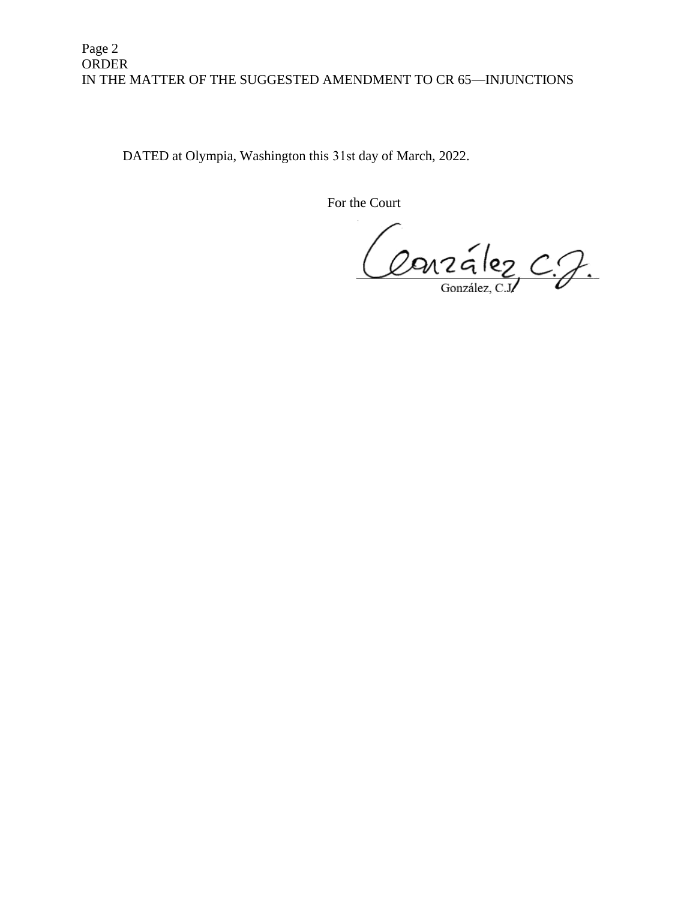DATED at Olympia, Washington this 31st day of March, 2022.

For the Court

González, C.J.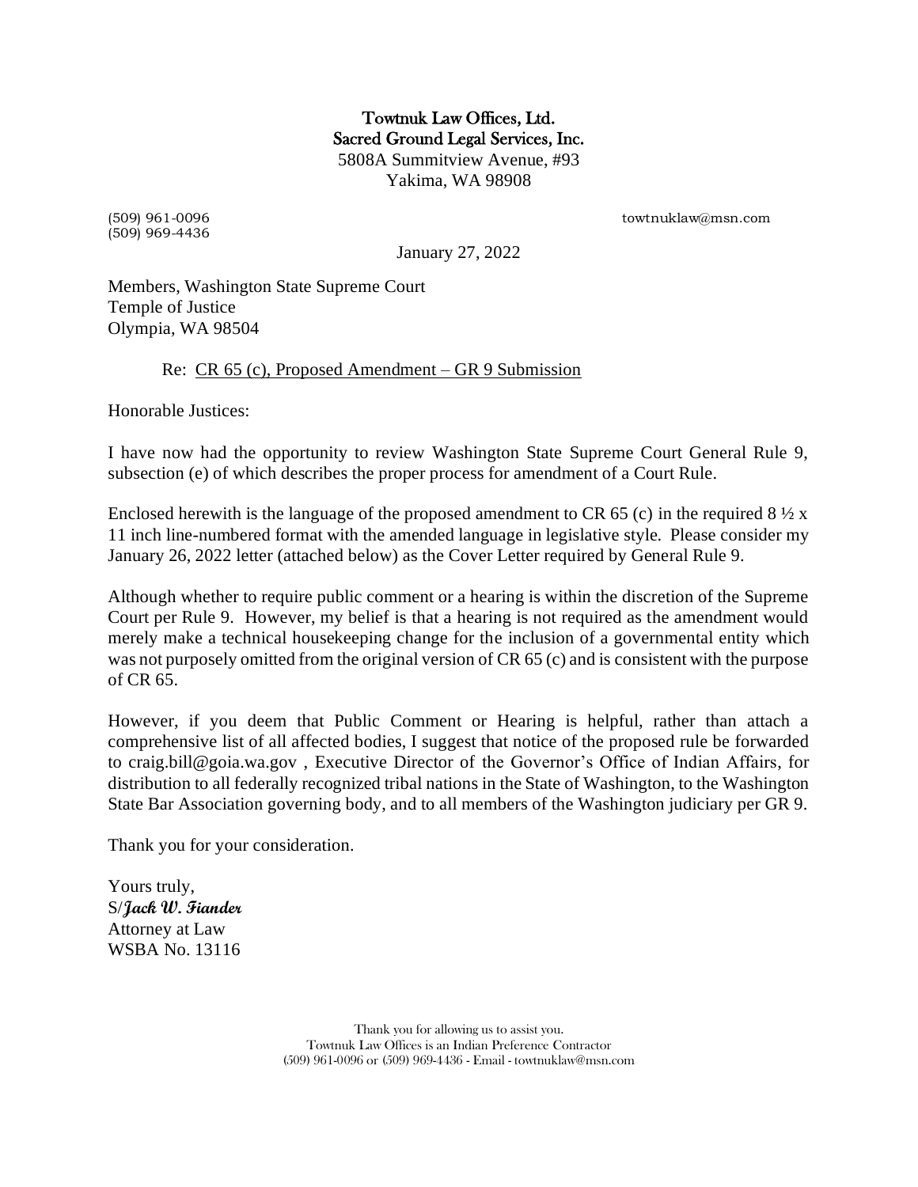**Towtnuk Law Offices, Ltd.**
**Sacred Ground Legal Services, Inc.**
5808A Summitview Avenue, #93
Yakima, WA 98908

(509) 961-0096
(509) 969-4436
towtnuklaw@msn.com

January 27, 2022

Members, Washington State Supreme Court
Temple of Justice
Olympia, WA 98504

Re: CR 65 (c), Proposed Amendment – GR 9 Submission

Honorable Justices:

I have now had the opportunity to review Washington State Supreme Court General Rule 9, subsection (e) of which describes the proper process for amendment of a Court Rule.

Enclosed herewith is the language of the proposed amendment to CR 65 (c) in the required 8 ½ x 11 inch line-numbered format with the amended language in legislative style. Please consider my January 26, 2022 letter (attached below) as the Cover Letter required by General Rule 9.

Although whether to require public comment or a hearing is within the discretion of the Supreme Court per Rule 9. However, my belief is that a hearing is not required as the amendment would merely make a technical housekeeping change for the inclusion of a governmental entity which was not purposely omitted from the original version of CR 65 (c) and is consistent with the purpose of CR 65.

However, if you deem that Public Comment or Hearing is helpful, rather than attach a comprehensive list of all affected bodies, I suggest that notice of the proposed rule be forwarded to craig.bill@goia.wa.gov , Executive Director of the Governor's Office of Indian Affairs, for distribution to all federally recognized tribal nations in the State of Washington, to the Washington State Bar Association governing body, and to all members of the Washington judiciary per GR 9.

Thank you for your consideration.

Yours truly,
S/***Jack W. Fiander***
Attorney at Law
WSBA No. 13116

Thank you for allowing us to assist you.
Towtnuk Law Offices is an Indian Preference Contractor
(509) 961-0096 or (509) 969-4436 - Email - towtnuklaw@msn.com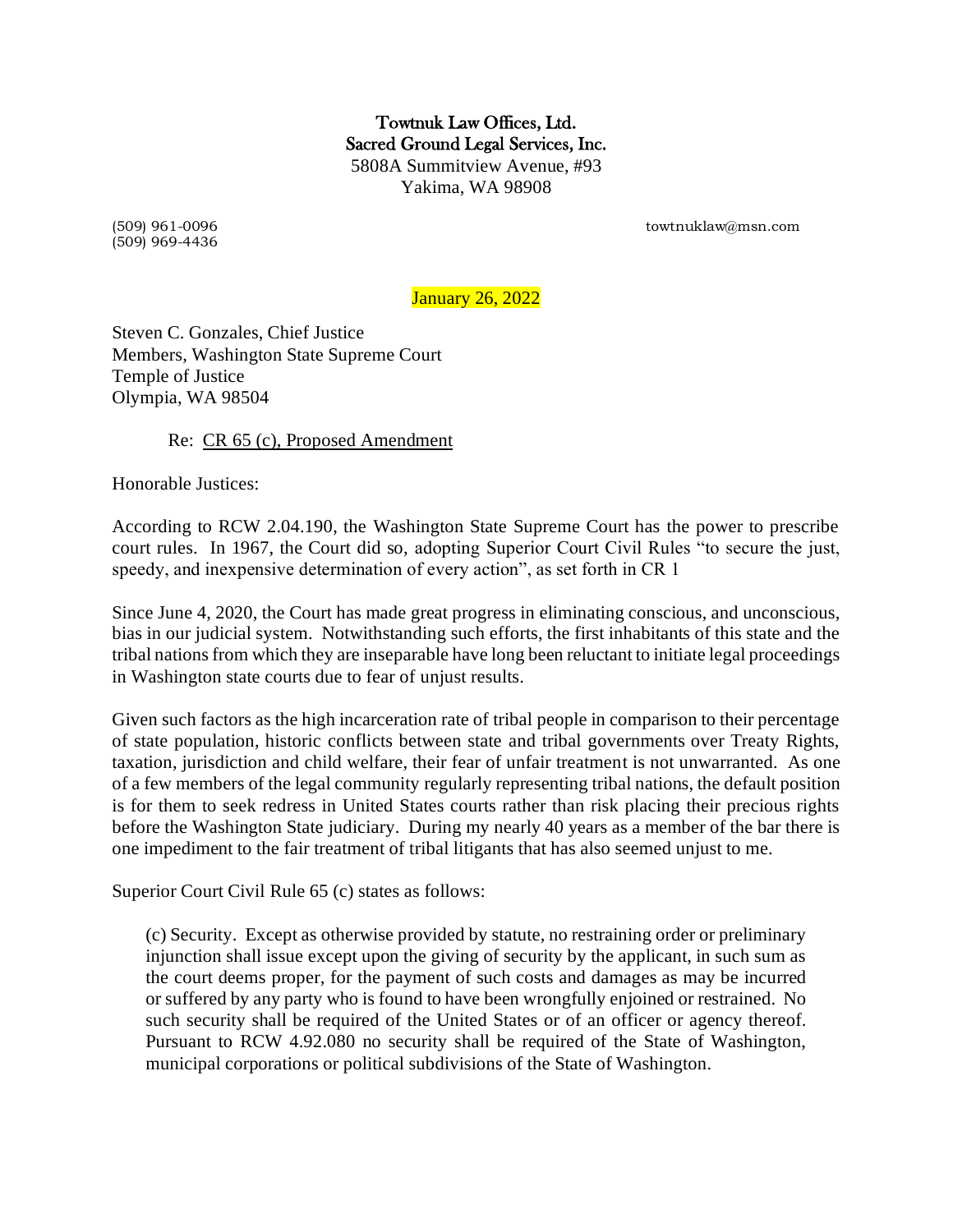**Towtnuk Law Offices, Ltd.**
**Sacred Ground Legal Services, Inc.**
5808A Summitview Avenue, #93
Yakima, WA 98908

(509) 961-0096
(509) 969-4436

towtnuklaw@msn.com

January 26, 2022

Steven C. Gonzales, Chief Justice
Members, Washington State Supreme Court
Temple of Justice
Olympia, WA 98504

Re: CR 65 (c), Proposed Amendment

Honorable Justices:

According to RCW 2.04.190, the Washington State Supreme Court has the power to prescribe court rules. In 1967, the Court did so, adopting Superior Court Civil Rules "to secure the just, speedy, and inexpensive determination of every action", as set forth in CR 1

Since June 4, 2020, the Court has made great progress in eliminating conscious, and unconscious, bias in our judicial system. Notwithstanding such efforts, the first inhabitants of this state and the tribal nations from which they are inseparable have long been reluctant to initiate legal proceedings in Washington state courts due to fear of unjust results.

Given such factors as the high incarceration rate of tribal people in comparison to their percentage of state population, historic conflicts between state and tribal governments over Treaty Rights, taxation, jurisdiction and child welfare, their fear of unfair treatment is not unwarranted. As one of a few members of the legal community regularly representing tribal nations, the default position is for them to seek redress in United States courts rather than risk placing their precious rights before the Washington State judiciary. During my nearly 40 years as a member of the bar there is one impediment to the fair treatment of tribal litigants that has also seemed unjust to me.

Superior Court Civil Rule 65 (c) states as follows:

> (c) Security. Except as otherwise provided by statute, no restraining order or preliminary injunction shall issue except upon the giving of security by the applicant, in such sum as the court deems proper, for the payment of such costs and damages as may be incurred or suffered by any party who is found to have been wrongfully enjoined or restrained. No such security shall be required of the United States or of an officer or agency thereof. Pursuant to RCW 4.92.080 no security shall be required of the State of Washington, municipal corporations or political subdivisions of the State of Washington.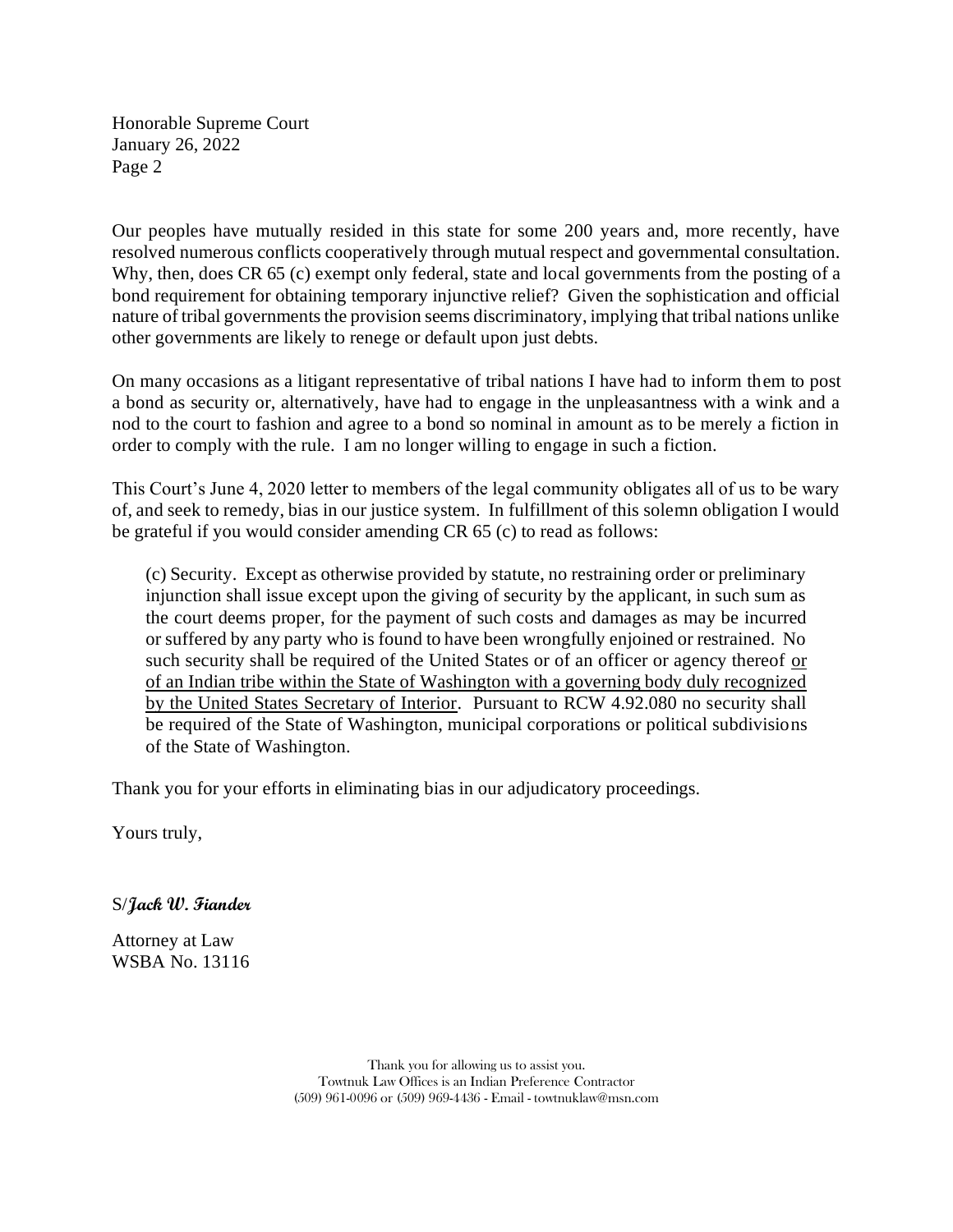Our peoples have mutually resided in this state for some 200 years and, more recently, have resolved numerous conflicts cooperatively through mutual respect and governmental consultation. Why, then, does CR 65 (c) exempt only federal, state and local governments from the posting of a bond requirement for obtaining temporary injunctive relief? Given the sophistication and official nature of tribal governments the provision seems discriminatory, implying that tribal nations unlike other governments are likely to renege or default upon just debts.

On many occasions as a litigant representative of tribal nations I have had to inform them to post a bond as security or, alternatively, have had to engage in the unpleasantness with a wink and a nod to the court to fashion and agree to a bond so nominal in amount as to be merely a fiction in order to comply with the rule. I am no longer willing to engage in such a fiction.

This Court's June 4, 2020 letter to members of the legal community obligates all of us to be wary of, and seek to remedy, bias in our justice system. In fulfillment of this solemn obligation I would be grateful if you would consider amending CR 65 (c) to read as follows:

> (c) Security. Except as otherwise provided by statute, no restraining order or preliminary injunction shall issue except upon the giving of security by the applicant, in such sum as the court deems proper, for the payment of such costs and damages as may be incurred or suffered by any party who is found to have been wrongfully enjoined or restrained. No such security shall be required of the United States or of an officer or agency thereof <u>or of an Indian tribe within the State of Washington with a governing body duly recognized by the United States Secretary of Interior</u>. Pursuant to RCW 4.92.080 no security shall be required of the State of Washington, municipal corporations or political subdivisions of the State of Washington.

Thank you for your efforts in eliminating bias in our adjudicatory proceedings.

Yours truly,

S/***Jack W. Fiander***

Attorney at Law
WSBA No. 13116

Thank you for allowing us to assist you.
Towtnuk Law Offices is an Indian Preference Contractor
(509) 961-0096 or (509) 969-4436 - Email - towtnuklaw@msn.com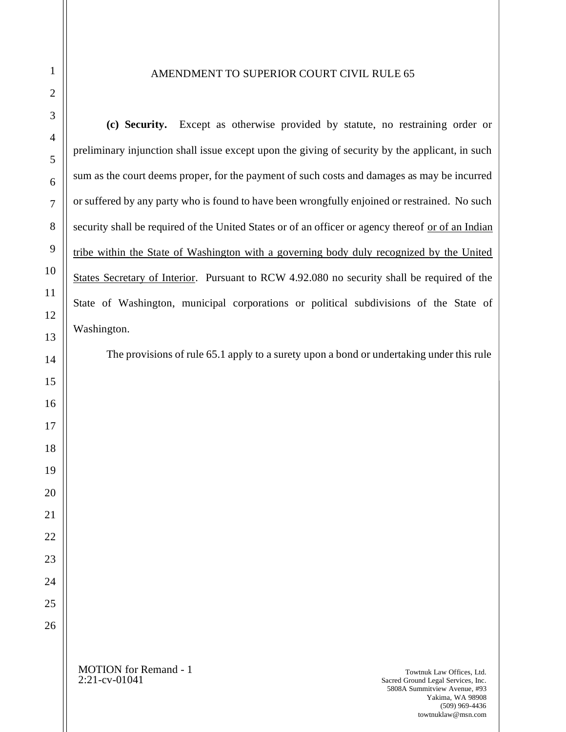AMENDMENT TO SUPERIOR COURT CIVIL RULE 65

**(c) Security.** Except as otherwise provided by statute, no restraining order or preliminary injunction shall issue except upon the giving of security by the applicant, in such sum as the court deems proper, for the payment of such costs and damages as may be incurred or suffered by any party who is found to have been wrongfully enjoined or restrained. No such security shall be required of the United States or of an officer or agency thereof <u>or of an Indian tribe within the State of Washington with a governing body duly recognized by the United States Secretary of Interior</u>. Pursuant to RCW 4.92.080 no security shall be required of the State of Washington, municipal corporations or political subdivisions of the State of Washington.

The provisions of rule 65.1 apply to a surety upon a bond or undertaking under this rule